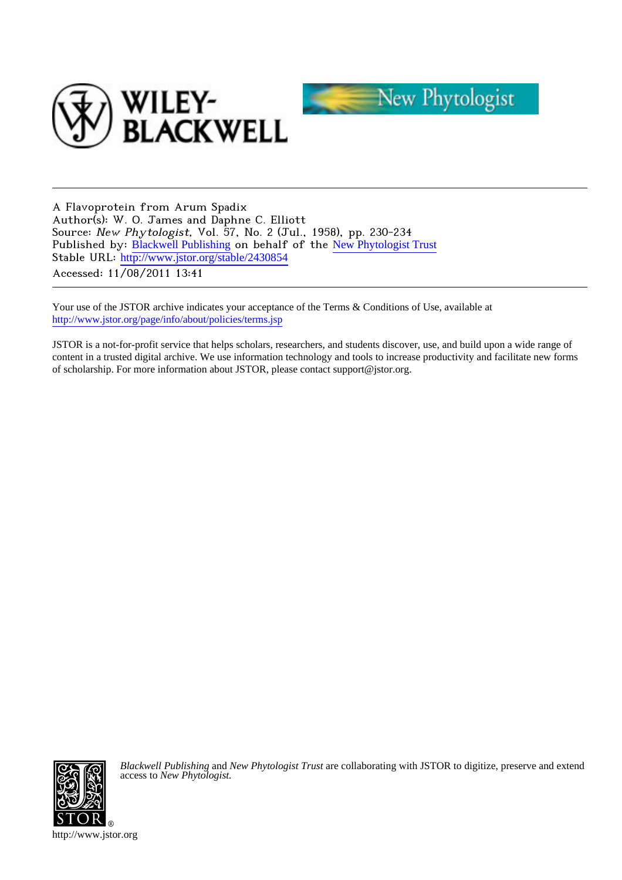A Flavoprotein from Arum Spadix
Author(s): W. O. James and Daphne C. Elliott
Source: *New Phytologist*, Vol. 57, No. 2 (Jul., 1958), pp. 230-234
Published by: Blackwell Publishing on behalf of the New Phytologist Trust
Stable URL: http://www.jstor.org/stable/2430854
Accessed: 11/08/2011 13:41

Your use of the JSTOR archive indicates your acceptance of the Terms & Conditions of Use, available at http://www.jstor.org/page/info/about/policies/terms.jsp

JSTOR is a not-for-profit service that helps scholars, researchers, and students discover, use, and build upon a wide range of content in a trusted digital archive. We use information technology and tools to increase productivity and facilitate new forms of scholarship. For more information about JSTOR, please contact support@jstor.org.

*Blackwell Publishing* and *New Phytologist Trust* are collaborating with JSTOR to digitize, preserve and extend access to *New Phytologist.*

http://www.jstor.org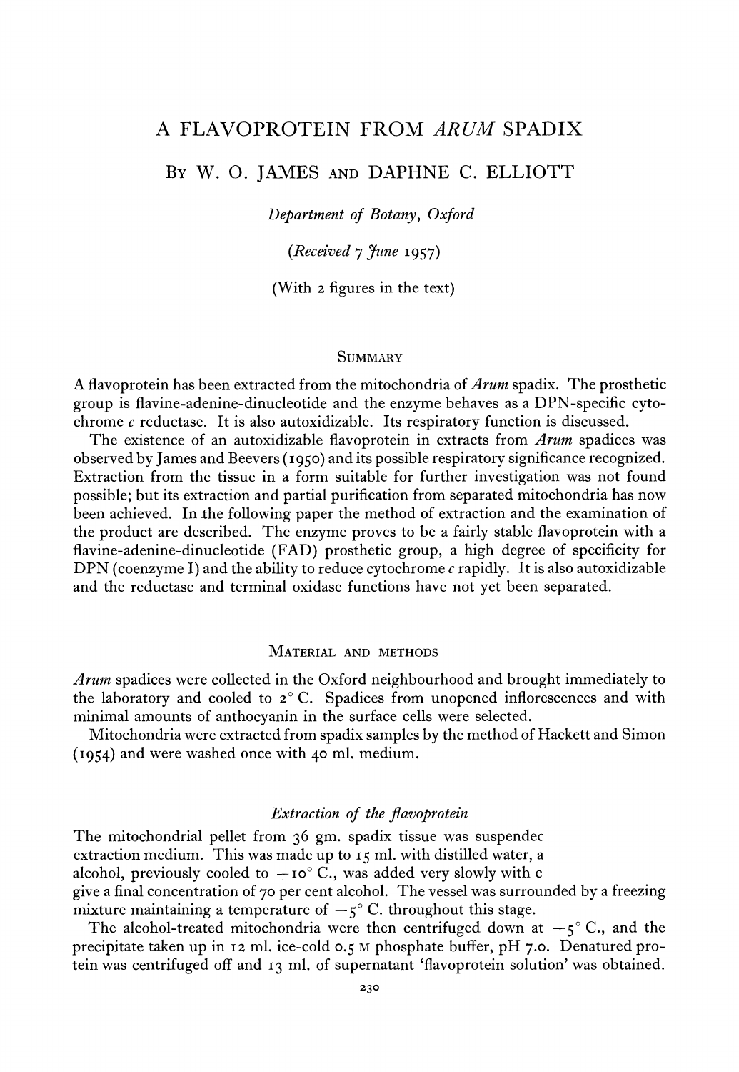# A FLAVOPROTEIN FROM *ARUM* SPADIX

BY W. O. JAMES AND DAPHNE C. ELLIOTT

*Department of Botany, Oxford*

(*Received 7 June 1957*)

(With 2 figures in the text)

## SUMMARY

A flavoprotein has been extracted from the mitochondria of *Arum* spadix. The prosthetic group is flavine-adenine-dinucleotide and the enzyme behaves as a DPN-specific cytochrome *c* reductase. It is also autoxidizable. Its respiratory function is discussed.

The existence of an autoxidizable flavoprotein in extracts from *Arum* spadices was observed by James and Beevers (1950) and its possible respiratory significance recognized. Extraction from the tissue in a form suitable for further investigation was not found possible; but its extraction and partial purification from separated mitochondria has now been achieved. In the following paper the method of extraction and the examination of the product are described. The enzyme proves to be a fairly stable flavoprotein with a flavine-adenine-dinucleotide (FAD) prosthetic group, a high degree of specificity for DPN (coenzyme I) and the ability to reduce cytochrome *c* rapidly. It is also autoxidizable and the reductase and terminal oxidase functions have not yet been separated.

## MATERIAL AND METHODS

*Arum* spadices were collected in the Oxford neighbourhood and brought immediately to the laboratory and cooled to 2° C. Spadices from unopened inflorescences and with minimal amounts of anthocyanin in the surface cells were selected.

Mitochondria were extracted from spadix samples by the method of Hackett and Simon (1954) and were washed once with 40 ml. medium.

### *Extraction of the flavoprotein*

The mitochondrial pellet from 36 gm. spadix tissue was suspendec extraction medium. This was made up to 15 ml. with distilled water, a alcohol, previously cooled to −10° C., was added very slowly with c give a final concentration of 70 per cent alcohol. The vessel was surrounded by a freezing mixture maintaining a temperature of −5° C. throughout this stage.

The alcohol-treated mitochondria were then centrifuged down at −5° C., and the precipitate taken up in 12 ml. ice-cold 0.5 M phosphate buffer, pH 7.0. Denatured protein was centrifuged off and 13 ml. of supernatant 'flavoprotein solution' was obtained.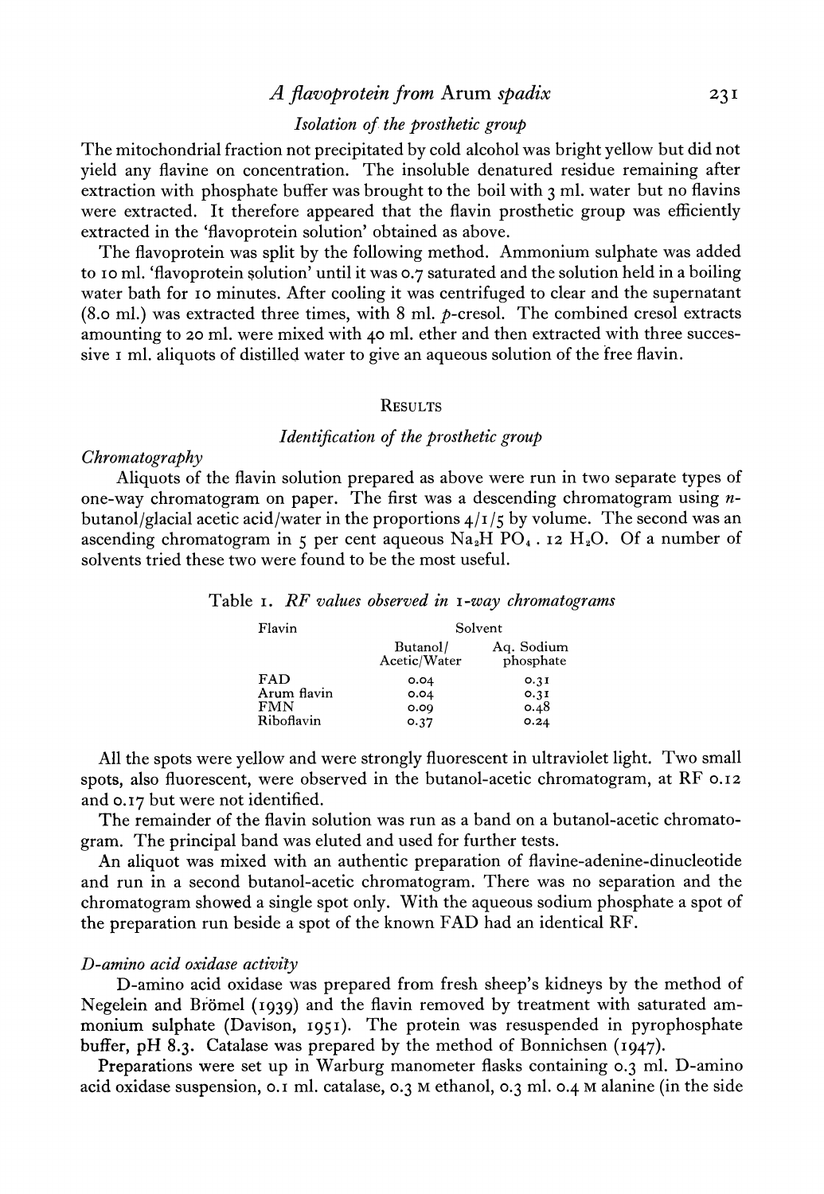### Isolation of the prosthetic group

The mitochondrial fraction not precipitated by cold alcohol was bright yellow but did not yield any flavine on concentration. The insoluble denatured residue remaining after extraction with phosphate buffer was brought to the boil with 3 ml. water but no flavins were extracted. It therefore appeared that the flavin prosthetic group was efficiently extracted in the 'flavoprotein solution' obtained as above.

The flavoprotein was split by the following method. Ammonium sulphate was added to 10 ml. 'flavoprotein solution' until it was 0.7 saturated and the solution held in a boiling water bath for 10 minutes. After cooling it was centrifuged to clear and the supernatant (8.0 ml.) was extracted three times, with 8 ml. *p*-cresol. The combined cresol extracts amounting to 20 ml. were mixed with 40 ml. ether and then extracted with three successive 1 ml. aliquots of distilled water to give an aqueous solution of the free flavin.

## Results

### Identification of the prosthetic group

#### Chromatography

Aliquots of the flavin solution prepared as above were run in two separate types of one-way chromatogram on paper. The first was a descending chromatogram using *n*-butanol/glacial acetic acid/water in the proportions 4/1/5 by volume. The second was an ascending chromatogram in 5 per cent aqueous $Na_2H PO_4 . 12 H_2O$. Of a number of solvents tried these two were found to be the most useful.

Table 1. *RF values observed in 1-way chromatograms*

| Flavin | Solvent | |
|---|---|---|
| | Butanol/ Acetic/Water | Aq. Sodium phosphate |
| FAD | 0.04 | 0.31 |
| Arum flavin | 0.04 | 0.31 |
| FMN | 0.09 | 0.48 |
| Riboflavin | 0.37 | 0.24 |

All the spots were yellow and were strongly fluorescent in ultraviolet light. Two small spots, also fluorescent, were observed in the butanol-acetic chromatogram, at RF 0.12 and 0.17 but were not identified.

The remainder of the flavin solution was run as a band on a butanol-acetic chromatogram. The principal band was eluted and used for further tests.

An aliquot was mixed with an authentic preparation of flavine-adenine-dinucleotide and run in a second butanol-acetic chromatogram. There was no separation and the chromatogram showed a single spot only. With the aqueous sodium phosphate a spot of the preparation run beside a spot of the known FAD had an identical RF.

#### D-amino acid oxidase activity

D-amino acid oxidase was prepared from fresh sheep's kidneys by the method of Negelein and Brömel (1939) and the flavin removed by treatment with saturated ammonium sulphate (Davison, 1951). The protein was resuspended in pyrophosphate buffer, pH 8.3. Catalase was prepared by the method of Bonnichsen (1947).

Preparations were set up in Warburg manometer flasks containing 0.3 ml. D-amino acid oxidase suspension, 0.1 ml. catalase, 0.3 M ethanol, 0.3 ml. 0.4 M alanine (in the side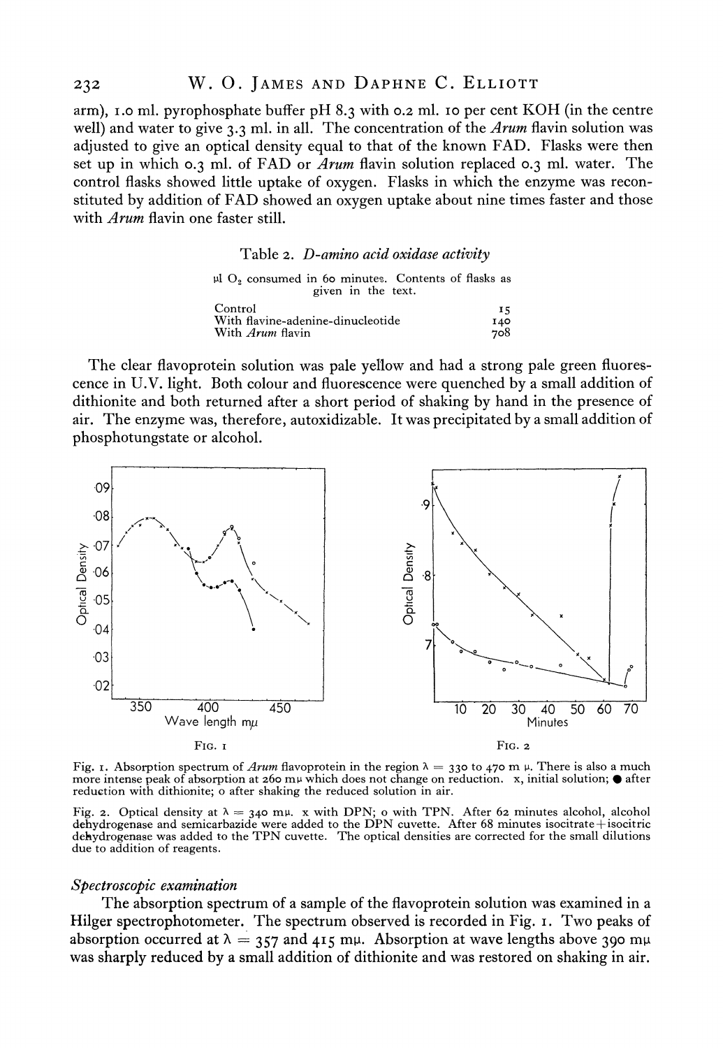arm), 1.0 ml. pyrophosphate buffer pH 8.3 with 0.2 ml. 10 per cent KOH (in the centre well) and water to give 3.3 ml. in all. The concentration of the *Arum* flavin solution was adjusted to give an optical density equal to that of the known FAD. Flasks were then set up in which 0.3 ml. of FAD or *Arum* flavin solution replaced 0.3 ml. water. The control flasks showed little uptake of oxygen. Flasks in which the enzyme was reconstituted by addition of FAD showed an oxygen uptake about nine times faster and those with *Arum* flavin one faster still.

Table 2. *D-amino acid oxidase activity*

μl $O_2$ consumed in 60 minutes. Contents of flasks as given in the text.

| | |
|---|---|
| Control | 15 |
| With flavine-adenine-dinucleotide | 140 |
| With *Arum* flavin | 708 |

The clear flavoprotein solution was pale yellow and had a strong pale green fluorescence in U.V. light. Both colour and fluorescence were quenched by a small addition of dithionite and both returned after a short period of shaking by hand in the presence of air. The enzyme was, therefore, autoxidizable. It was precipitated by a small addition of phosphotungstate or alcohol.

FIG. 1

FIG. 2

Fig. 1. Absorption spectrum of *Arum* flavoprotein in the region λ = 330 to 470 m μ. There is also a much more intense peak of absorption at 260 mμ which does not change on reduction. x, initial solution; ● after reduction with dithionite; o after shaking the reduced solution in air.

Fig. 2. Optical density at λ = 340 mμ. x with DPN; o with TPN. After 62 minutes alcohol, alcohol dehydrogenase and semicarbazide were added to the DPN cuvette. After 68 minutes isocitrate + isocitric dehydrogenase was added to the TPN cuvette. The optical densities are corrected for the small dilutions due to addition of reagents.

### *Spectroscopic examination*

The absorption spectrum of a sample of the flavoprotein solution was examined in a Hilger spectrophotometer. The spectrum observed is recorded in Fig. 1. Two peaks of absorption occurred at λ = 357 and 415 mμ. Absorption at wave lengths above 390 mμ was sharply reduced by a small addition of dithionite and was restored on shaking in air.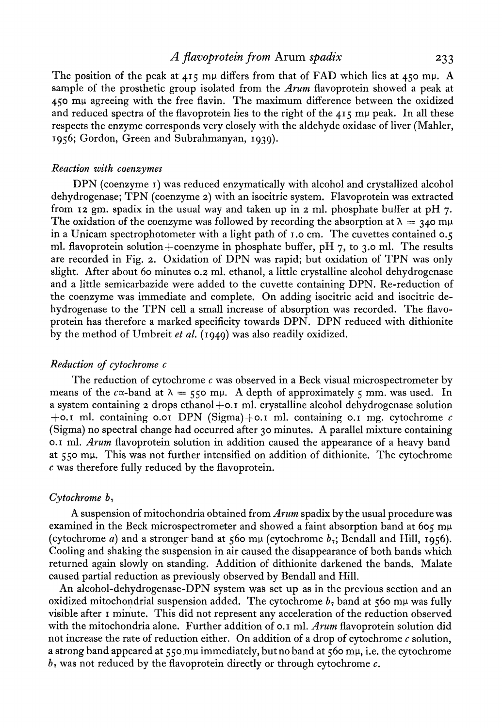The position of the peak at 415 mμ differs from that of FAD which lies at 450 mμ. A sample of the prosthetic group isolated from the *Arum* flavoprotein showed a peak at 450 mμ agreeing with the free flavin. The maximum difference between the oxidized and reduced spectra of the flavoprotein lies to the right of the 415 mμ peak. In all these respects the enzyme corresponds very closely with the aldehyde oxidase of liver (Mahler, 1956; Gordon, Green and Subrahmanyan, 1939).

### *Reaction with coenzymes*

DPN (coenzyme 1) was reduced enzymatically with alcohol and crystallized alcohol dehydrogenase; TPN (coenzyme 2) with an isocitric system. Flavoprotein was extracted from 12 gm. spadix in the usual way and taken up in 2 ml. phosphate buffer at pH 7. The oxidation of the coenzyme was followed by recording the absorption at $\lambda = 340$ mμ in a Unicam spectrophotometer with a light path of 1.0 cm. The cuvettes contained 0.5 ml. flavoprotein solution+coenzyme in phosphate buffer, pH 7, to 3.0 ml. The results are recorded in Fig. 2. Oxidation of DPN was rapid; but oxidation of TPN was only slight. After about 60 minutes 0.2 ml. ethanol, a little crystalline alcohol dehydrogenase and a little semicarbazide were added to the cuvette containing DPN. Re-reduction of the coenzyme was immediate and complete. On adding isocitric acid and isocitric dehydrogenase to the TPN cell a small increase of absorption was recorded. The flavoprotein has therefore a marked specificity towards DPN. DPN reduced with dithionite by the method of Umbreit *et al.* (1949) was also readily oxidized.

### *Reduction of cytochrome c*

The reduction of cytochrome *c* was observed in a Beck visual microspectrometer by means of the $c\alpha$-band at $\lambda = 550$ mμ. A depth of approximately 5 mm. was used. In a system containing 2 drops ethanol+0.1 ml. crystalline alcohol dehydrogenase solution +0.1 ml. containing 0.01 DPN (Sigma)+0.1 ml. containing 0.1 mg. cytochrome *c* (Sigma) no spectral change had occurred after 30 minutes. A parallel mixture containing 0.1 ml. *Arum* flavoprotein solution in addition caused the appearance of a heavy band at 550 mμ. This was not further intensified on addition of dithionite. The cytochrome *c* was therefore fully reduced by the flavoprotein.

### *Cytochrome $b_7$*

A suspension of mitochondria obtained from *Arum* spadix by the usual procedure was examined in the Beck microspectrometer and showed a faint absorption band at 605 mμ (cytochrome *a*) and a stronger band at 560 mμ (cytochrome $b_7$; Bendall and Hill, 1956). Cooling and shaking the suspension in air caused the disappearance of both bands which returned again slowly on standing. Addition of dithionite darkened the bands. Malate caused partial reduction as previously observed by Bendall and Hill.

An alcohol-dehydrogenase-DPN system was set up as in the previous section and an oxidized mitochondrial suspension added. The cytochrome $b_7$ band at 560 mμ was fully visible after 1 minute. This did not represent any acceleration of the reduction observed with the mitochondria alone. Further addition of 0.1 ml. *Arum* flavoprotein solution did not increase the rate of reduction either. On addition of a drop of cytochrome *c* solution, a strong band appeared at 550 mμ immediately, but no band at 560 mμ, i.e. the cytochrome $b_7$ was not reduced by the flavoprotein directly or through cytochrome *c*.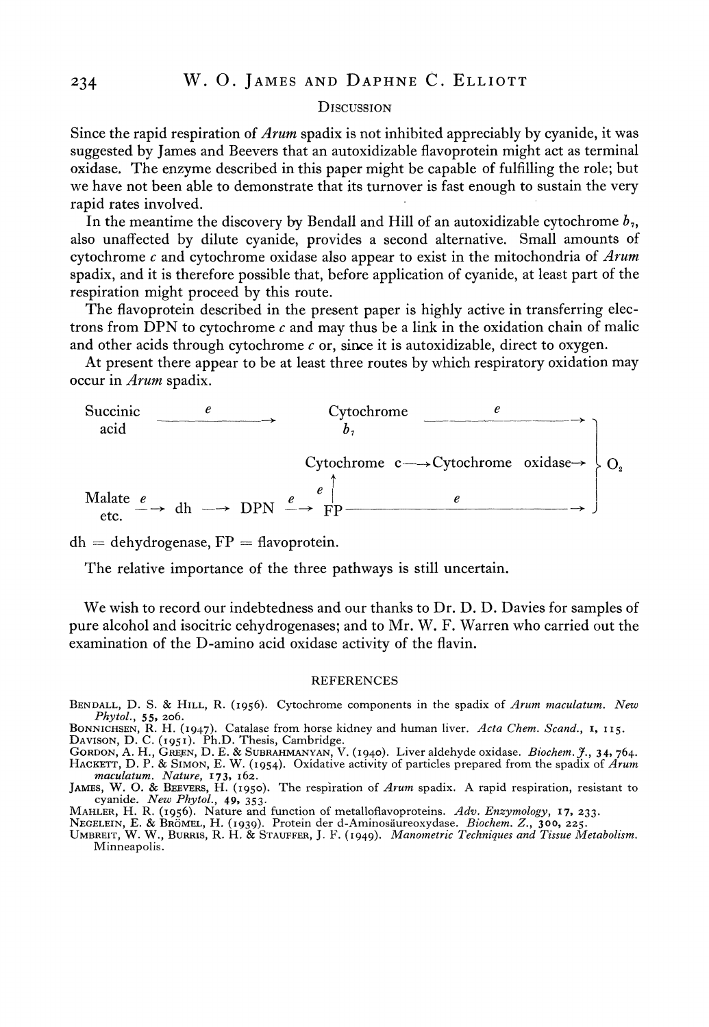## Discussion

Since the rapid respiration of *Arum* spadix is not inhibited appreciably by cyanide, it was suggested by James and Beevers that an autoxidizable flavoprotein might act as terminal oxidase. The enzyme described in this paper might be capable of fulfilling the role; but we have not been able to demonstrate that its turnover is fast enough to sustain the very rapid rates involved.

In the meantime the discovery by Bendall and Hill of an autoxidizable cytochrome $b_7$, also unaffected by dilute cyanide, provides a second alternative. Small amounts of cytochrome $c$ and cytochrome oxidase also appear to exist in the mitochondria of *Arum* spadix, and it is therefore possible that, before application of cyanide, at least part of the respiration might proceed by this route.

The flavoprotein described in the present paper is highly active in transferring electrons from DPN to cytochrome $c$ and may thus be a link in the oxidation chain of malic and other acids through cytochrome $c$ or, since it is autoxidizable, direct to oxygen.

At present there appear to be at least three routes by which respiratory oxidation may occur in *Arum* spadix.

Succinic acid —$e$→ Cytochrome $b_7$ —$e$→ $O_2$

Cytochrome c ⟶ Cytochrome oxidase ⟶ $O_2$

Malate etc. —$e$→ dh ⟶ DPN —$e$→ FP —$e$→ $O_2$; FP —$e$→ Cytochrome c

dh = dehydrogenase, FP = flavoprotein.

The relative importance of the three pathways is still uncertain.

We wish to record our indebtedness and our thanks to Dr. D. D. Davies for samples of pure alcohol and isocitric cehydrogenases; and to Mr. W. F. Warren who carried out the examination of the D-amino acid oxidase activity of the flavin.

## References

Bendall, D. S. & Hill, R. (1956). Cytochrome components in the spadix of *Arum maculatum*. *New Phytol.*, **55**, 206.

Bonnichsen, R. H. (1947). Catalase from horse kidney and human liver. *Acta Chem. Scand.*, **1**, 115.

Davison, D. C. (1951). Ph.D. Thesis, Cambridge.

Gordon, A. H., Green, D. E. & Subrahmanyan, V. (1940). Liver aldehyde oxidase. *Biochem. J.*, **34**, 764.

Hackett, D. P. & Simon, E. W. (1954). Oxidative activity of particles prepared from the spadix of *Arum maculatum*. *Nature*, **173**, 162.

James, W. O. & Beevers, H. (1950). The respiration of *Arum* spadix. A rapid respiration, resistant to cyanide. *New Phytol.*, **49**, 353.

Mahler, H. R. (1956). Nature and function of metalloflavoproteins. *Adv. Enzymology*, **17**, 233.

Negelein, E. & Brömel, H. (1939). Protein der d-Aminosäureoxydase. *Biochem. Z.*, **300**, 225.

Umbreit, W. W., Burris, R. H. & Stauffer, J. F. (1949). *Manometric Techniques and Tissue Metabolism*. Minneapolis.